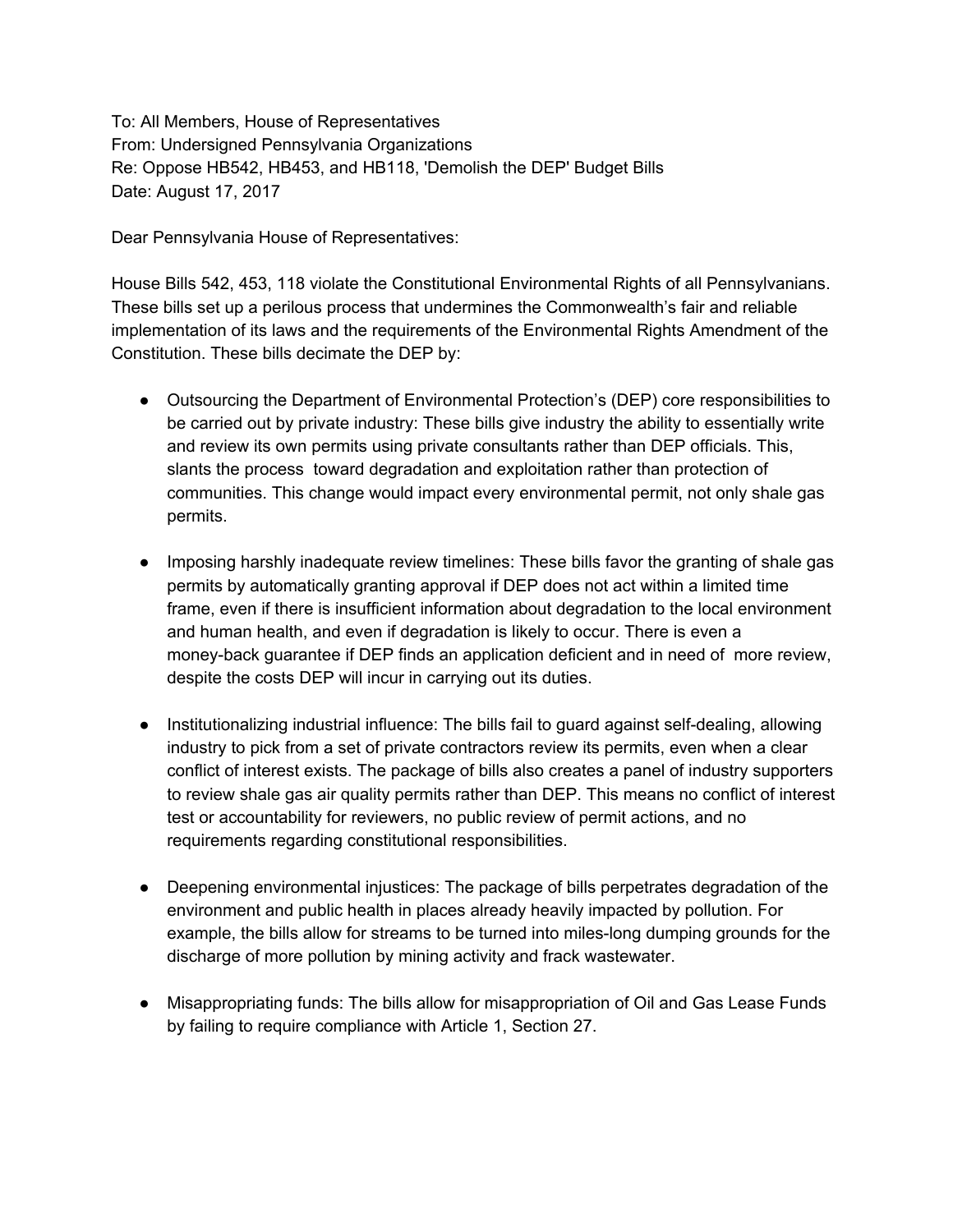To: All Members, House of Representatives
From: Undersigned Pennsylvania Organizations
Re: Oppose HB542, HB453, and HB118, 'Demolish the DEP' Budget Bills
Date: August 17, 2017

Dear Pennsylvania House of Representatives:

House Bills 542, 453, 118 violate the Constitutional Environmental Rights of all Pennsylvanians. These bills set up a perilous process that undermines the Commonwealth's fair and reliable implementation of its laws and the requirements of the Environmental Rights Amendment of the Constitution. These bills decimate the DEP by:

- Outsourcing the Department of Environmental Protection's (DEP) core responsibilities to be carried out by private industry: These bills give industry the ability to essentially write and review its own permits using private consultants rather than DEP officials. This, slants the process toward degradation and exploitation rather than protection of communities. This change would impact every environmental permit, not only shale gas permits.

- Imposing harshly inadequate review timelines: These bills favor the granting of shale gas permits by automatically granting approval if DEP does not act within a limited time frame, even if there is insufficient information about degradation to the local environment and human health, and even if degradation is likely to occur. There is even a money-back guarantee if DEP finds an application deficient and in need of more review, despite the costs DEP will incur in carrying out its duties.

- Institutionalizing industrial influence: The bills fail to guard against self-dealing, allowing industry to pick from a set of private contractors review its permits, even when a clear conflict of interest exists. The package of bills also creates a panel of industry supporters to review shale gas air quality permits rather than DEP. This means no conflict of interest test or accountability for reviewers, no public review of permit actions, and no requirements regarding constitutional responsibilities.

- Deepening environmental injustices: The package of bills perpetrates degradation of the environment and public health in places already heavily impacted by pollution. For example, the bills allow for streams to be turned into miles-long dumping grounds for the discharge of more pollution by mining activity and frack wastewater.

- Misappropriating funds: The bills allow for misappropriation of Oil and Gas Lease Funds by failing to require compliance with Article 1, Section 27.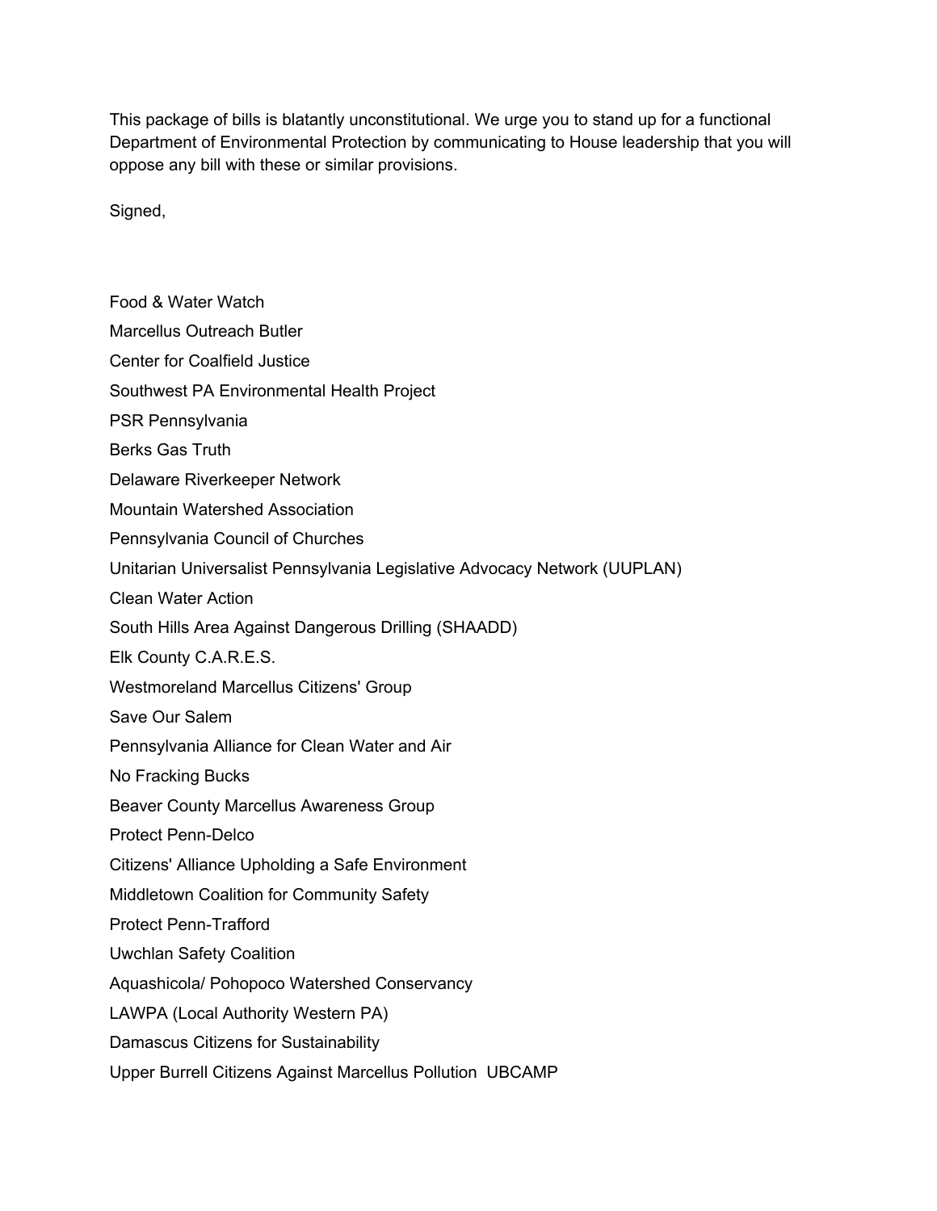This package of bills is blatantly unconstitutional. We urge you to stand up for a functional Department of Environmental Protection by communicating to House leadership that you will oppose any bill with these or similar provisions.

Signed,

Food & Water Watch

Marcellus Outreach Butler

Center for Coalfield Justice

Southwest PA Environmental Health Project

PSR Pennsylvania

Berks Gas Truth

Delaware Riverkeeper Network

Mountain Watershed Association

Pennsylvania Council of Churches

Unitarian Universalist Pennsylvania Legislative Advocacy Network (UUPLAN)

Clean Water Action

South Hills Area Against Dangerous Drilling (SHAADD)

Elk County C.A.R.E.S.

Westmoreland Marcellus Citizens' Group

Save Our Salem

Pennsylvania Alliance for Clean Water and Air

No Fracking Bucks

Beaver County Marcellus Awareness Group

Protect Penn-Delco

Citizens' Alliance Upholding a Safe Environment

Middletown Coalition for Community Safety

Protect Penn-Trafford

Uwchlan Safety Coalition

Aquashicola/ Pohopoco Watershed Conservancy

LAWPA (Local Authority Western PA)

Damascus Citizens for Sustainability

Upper Burrell Citizens Against Marcellus Pollution UBCAMP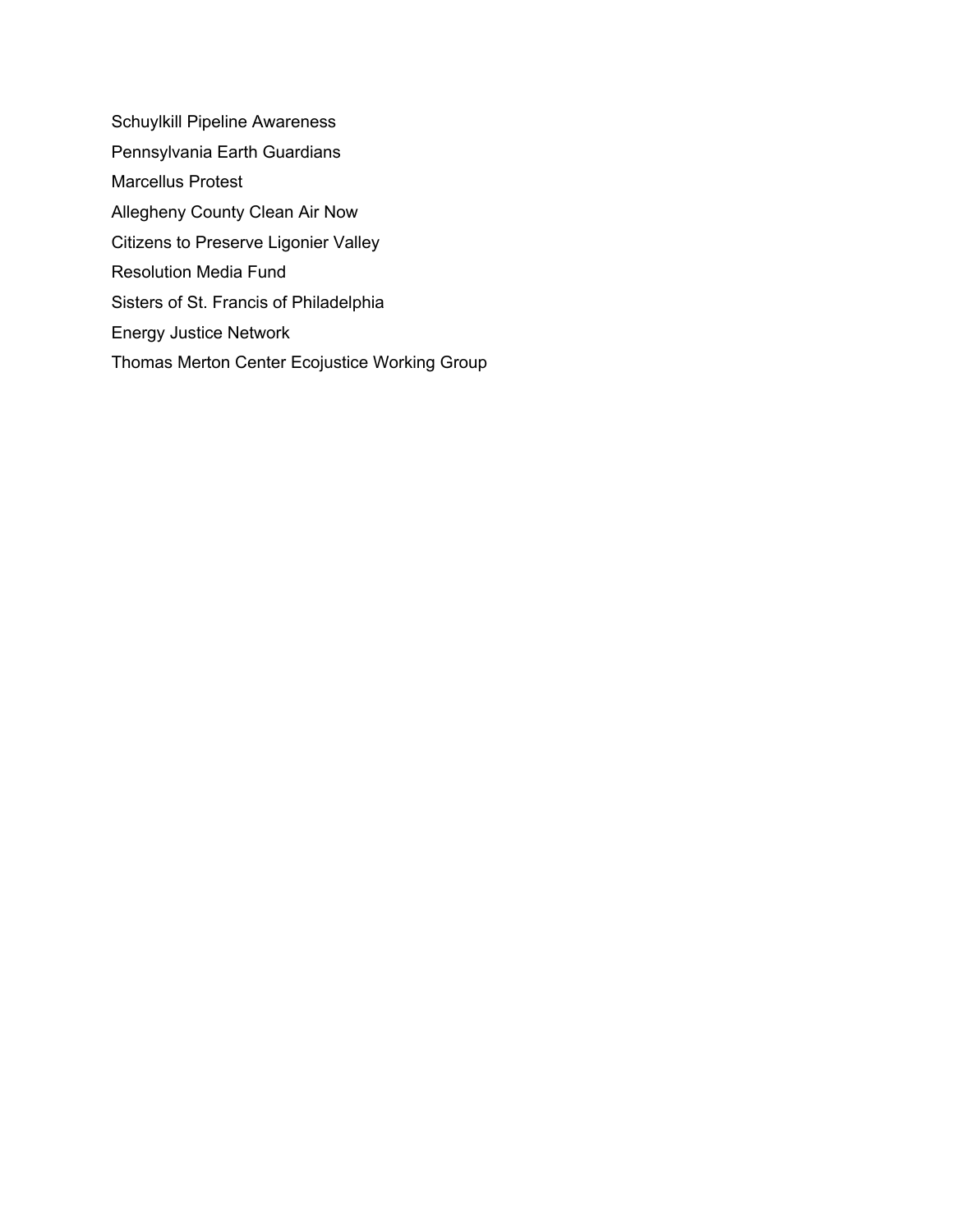Schuylkill Pipeline Awareness

Pennsylvania Earth Guardians

Marcellus Protest

Allegheny County Clean Air Now

Citizens to Preserve Ligonier Valley

Resolution Media Fund

Sisters of St. Francis of Philadelphia

Energy Justice Network

Thomas Merton Center Ecojustice Working Group